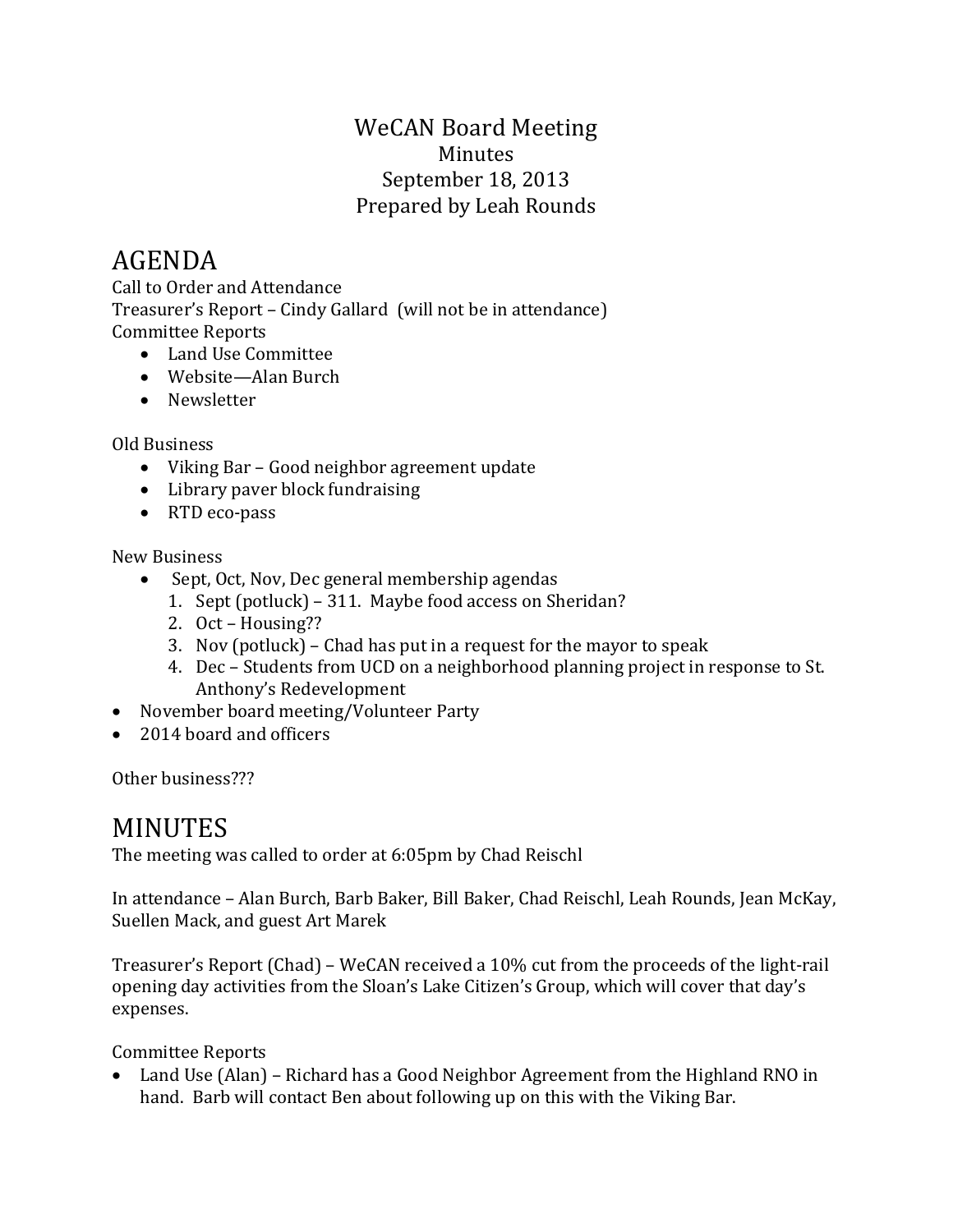# WeCAN Board Meeting

Minutes

September 18, 2013

Prepared by Leah Rounds

# AGENDA

Call to Order and Attendance

Treasurer's Report – Cindy Gallard (will not be in attendance)

Committee Reports

- Land Use Committee
- Website—Alan Burch
- Newsletter

Old Business

- Viking Bar – Good neighbor agreement update
- Library paver block fundraising
- RTD eco-pass

New Business

- Sept, Oct, Nov, Dec general membership agendas
  1. Sept (potluck) – 311. Maybe food access on Sheridan?
  2. Oct – Housing??
  3. Nov (potluck) – Chad has put in a request for the mayor to speak
  4. Dec – Students from UCD on a neighborhood planning project in response to St. Anthony's Redevelopment
- November board meeting/Volunteer Party
- 2014 board and officers

Other business???

# MINUTES

The meeting was called to order at 6:05pm by Chad Reischl

In attendance – Alan Burch, Barb Baker, Bill Baker, Chad Reischl, Leah Rounds, Jean McKay, Suellen Mack, and guest Art Marek

Treasurer's Report (Chad) – WeCAN received a 10% cut from the proceeds of the light-rail opening day activities from the Sloan's Lake Citizen's Group, which will cover that day's expenses.

Committee Reports

- Land Use (Alan) – Richard has a Good Neighbor Agreement from the Highland RNO in hand. Barb will contact Ben about following up on this with the Viking Bar.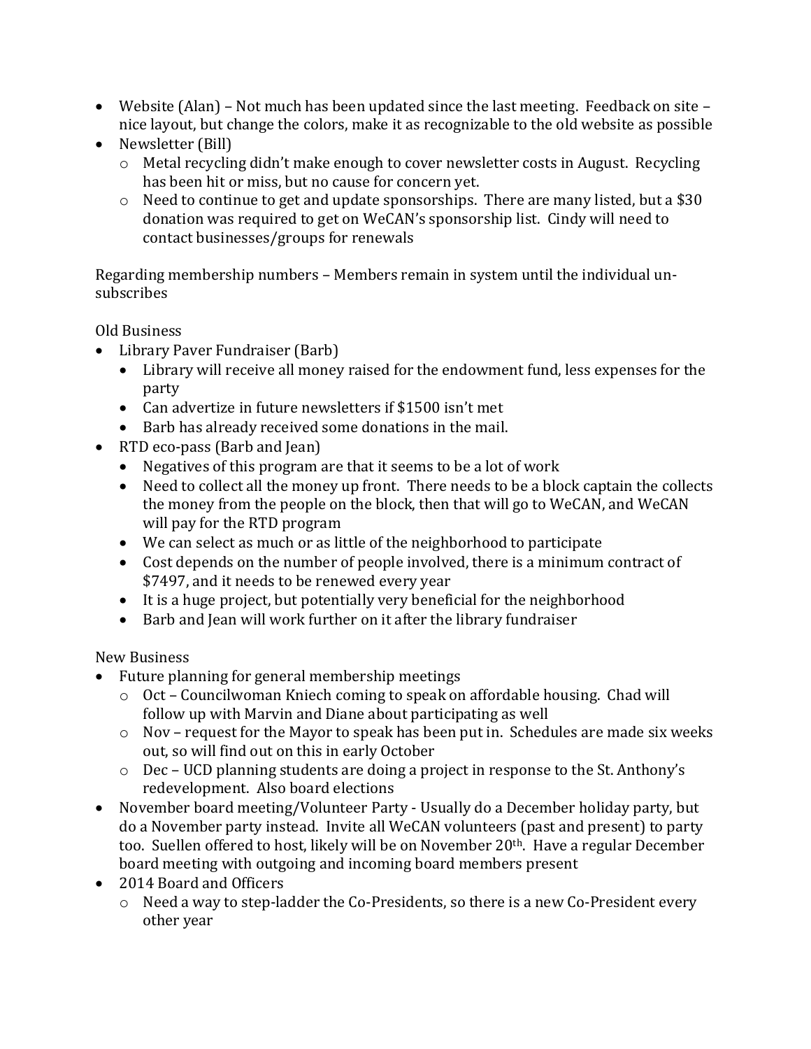- Website (Alan) – Not much has been updated since the last meeting. Feedback on site – nice layout, but change the colors, make it as recognizable to the old website as possible
- Newsletter (Bill)
  - Metal recycling didn't make enough to cover newsletter costs in August. Recycling has been hit or miss, but no cause for concern yet.
  - Need to continue to get and update sponsorships. There are many listed, but a $30 donation was required to get on WeCAN's sponsorship list. Cindy will need to contact businesses/groups for renewals

Regarding membership numbers – Members remain in system until the individual un-subscribes

Old Business

- Library Paver Fundraiser (Barb)
  - Library will receive all money raised for the endowment fund, less expenses for the party
  - Can advertize in future newsletters if $1500 isn't met
  - Barb has already received some donations in the mail.
- RTD eco-pass (Barb and Jean)
  - Negatives of this program are that it seems to be a lot of work
  - Need to collect all the money up front. There needs to be a block captain the collects the money from the people on the block, then that will go to WeCAN, and WeCAN will pay for the RTD program
  - We can select as much or as little of the neighborhood to participate
  - Cost depends on the number of people involved, there is a minimum contract of $7497, and it needs to be renewed every year
  - It is a huge project, but potentially very beneficial for the neighborhood
  - Barb and Jean will work further on it after the library fundraiser

New Business

- Future planning for general membership meetings
  - Oct – Councilwoman Kniech coming to speak on affordable housing. Chad will follow up with Marvin and Diane about participating as well
  - Nov – request for the Mayor to speak has been put in. Schedules are made six weeks out, so will find out on this in early October
  - Dec – UCD planning students are doing a project in response to the St. Anthony's redevelopment. Also board elections
- November board meeting/Volunteer Party - Usually do a December holiday party, but do a November party instead. Invite all WeCAN volunteers (past and present) to party too. Suellen offered to host, likely will be on November 20th. Have a regular December board meeting with outgoing and incoming board members present
- 2014 Board and Officers
  - Need a way to step-ladder the Co-Presidents, so there is a new Co-President every other year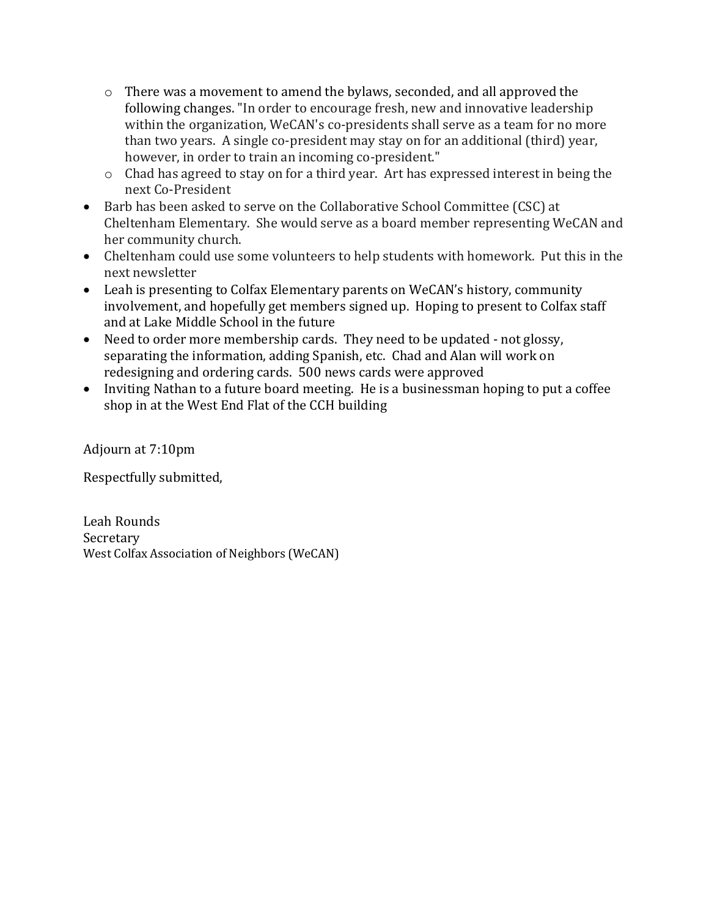- There was a movement to amend the bylaws, seconded, and all approved the following changes. "In order to encourage fresh, new and innovative leadership within the organization, WeCAN's co-presidents shall serve as a team for no more than two years. A single co-president may stay on for an additional (third) year, however, in order to train an incoming co-president."
    - Chad has agreed to stay on for a third year. Art has expressed interest in being the next Co-President
- Barb has been asked to serve on the Collaborative School Committee (CSC) at Cheltenham Elementary. She would serve as a board member representing WeCAN and her community church.
- Cheltenham could use some volunteers to help students with homework. Put this in the next newsletter
- Leah is presenting to Colfax Elementary parents on WeCAN's history, community involvement, and hopefully get members signed up. Hoping to present to Colfax staff and at Lake Middle School in the future
- Need to order more membership cards. They need to be updated - not glossy, separating the information, adding Spanish, etc. Chad and Alan will work on redesigning and ordering cards. 500 news cards were approved
- Inviting Nathan to a future board meeting. He is a businessman hoping to put a coffee shop in at the West End Flat of the CCH building

Adjourn at 7:10pm

Respectfully submitted,

Leah Rounds
Secretary
West Colfax Association of Neighbors (WeCAN)